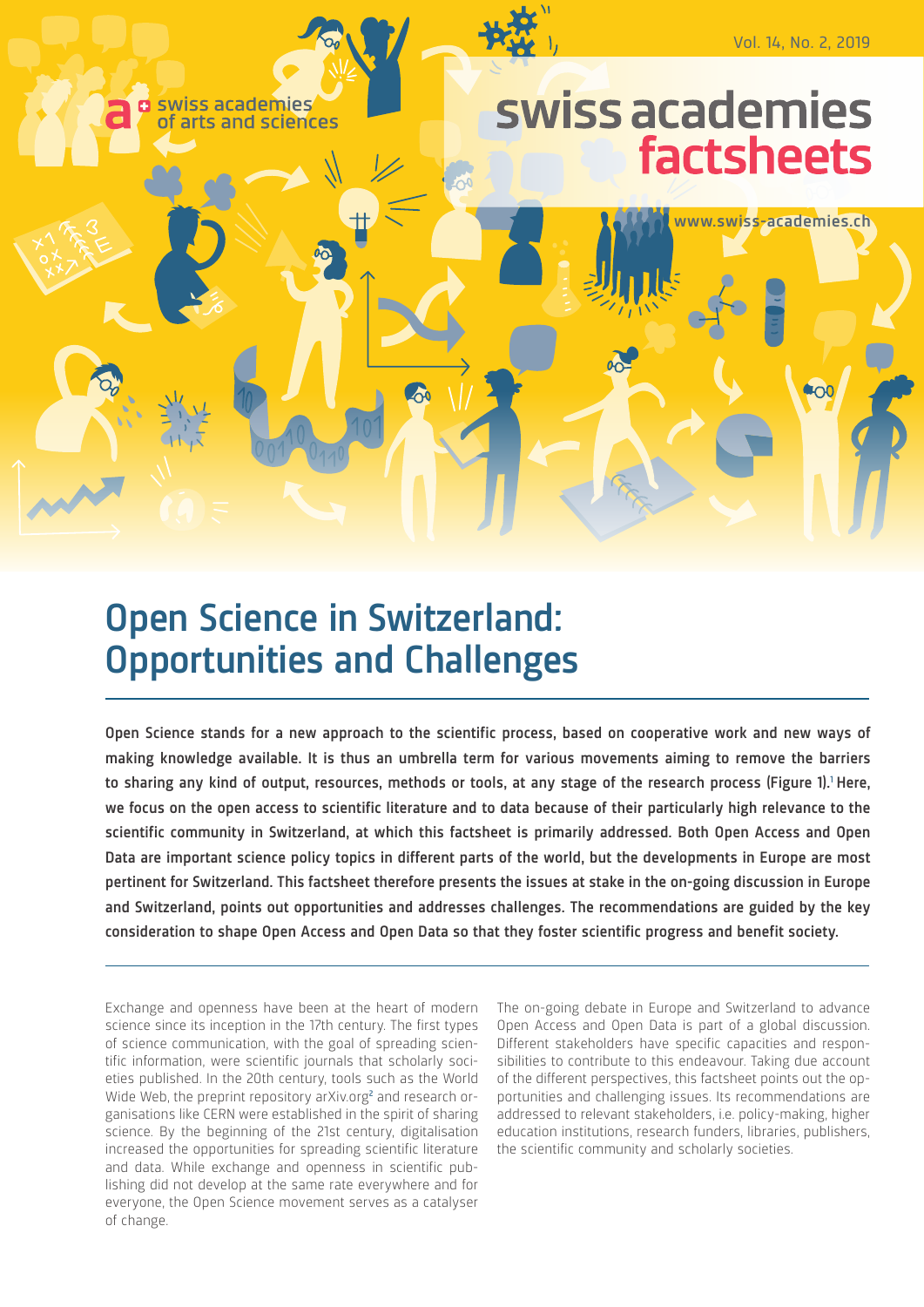swiss academies of arts and sciences

# swiss academies factsheets

www.swiss-academies.ch

# Open Science in Switzerland: Opportunities and Challenges

**Open Science stands for a new approach to the scientific process, based on cooperative work and new ways of making knowledge available. It is thus an umbrella term for various movements aiming to remove the barriers to sharing any kind of output, resources, methods or tools, at any stage of the research process (Figure 1).[1] Here, we focus on the open access to scientific literature and to data because of their particularly high relevance to the scientific community in Switzerland, at which this factsheet is primarily addressed. Both Open Access and Open Data are important science policy topics in different parts of the world, but the developments in Europe are most pertinent for Switzerland. This factsheet therefore presents the issues at stake in the on-going discussion in Europe and Switzerland, points out opportunities and addresses challenges. The recommendations are guided by the key consideration to shape Open Access and Open Data so that they foster scientific progress and benefit society.**

Exchange and openness have been at the heart of modern science since its inception in the 17th century. The first types of science communication, with the goal of spreading scientific information, were scientific journals that scholarly societies published. In the 20th century, tools such as the World Wide Web, the preprint repository arXiv.org[2] and research organisations like CERN were established in the spirit of sharing science. By the beginning of the 21st century, digitalisation increased the opportunities for spreading scientific literature and data. While exchange and openness in scientific publishing did not develop at the same rate everywhere and for everyone, the Open Science movement serves as a catalyser of change.

The on-going debate in Europe and Switzerland to advance Open Access and Open Data is part of a global discussion. Different stakeholders have specific capacities and responsibilities to contribute to this endeavour. Taking due account of the different perspectives, this factsheet points out the opportunities and challenging issues. Its recommendations are addressed to relevant stakeholders, i.e. policy-making, higher education institutions, research funders, libraries, publishers, the scientific community and scholarly societies.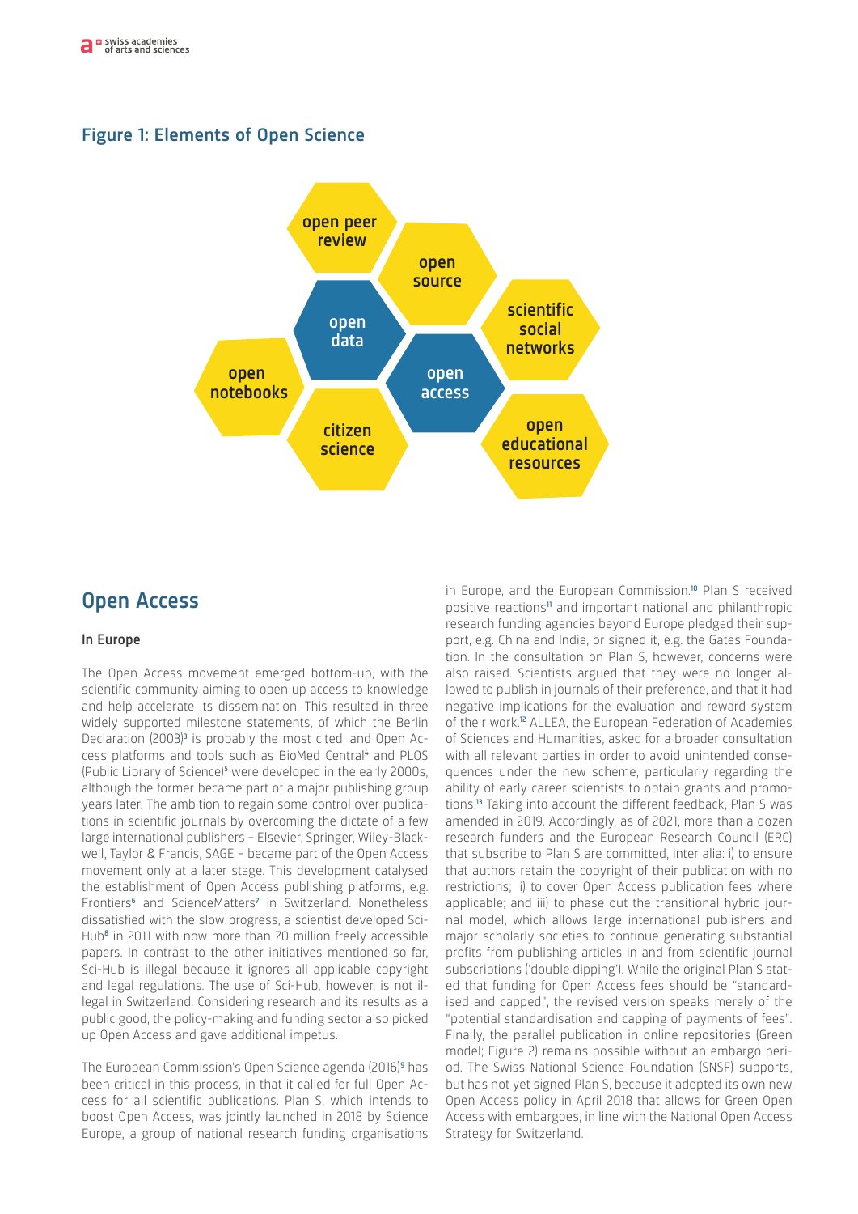## Figure 1: Elements of Open Science

open peer review

open source

open data

scientific social networks

open notebooks

open access

citizen science

open educational resources

# Open Access

### In Europe

The Open Access movement emerged bottom-up, with the scientific community aiming to open up access to knowledge and help accelerate its dissemination. This resulted in three widely supported milestone statements, of which the Berlin Declaration (2003)[3] is probably the most cited, and Open Access platforms and tools such as BioMed Central[4] and PLOS (Public Library of Science)[5] were developed in the early 2000s, although the former became part of a major publishing group years later. The ambition to regain some control over publications in scientific journals by overcoming the dictate of a few large international publishers – Elsevier, Springer, Wiley-Blackwell, Taylor & Francis, SAGE – became part of the Open Access movement only at a later stage. This development catalysed the establishment of Open Access publishing platforms, e.g. Frontiers[6] and ScienceMatters[7] in Switzerland. Nonetheless dissatisfied with the slow progress, a scientist developed Sci-Hub[8] in 2011 with now more than 70 million freely accessible papers. In contrast to the other initiatives mentioned so far, Sci-Hub is illegal because it ignores all applicable copyright and legal regulations. The use of Sci-Hub, however, is not illegal in Switzerland. Considering research and its results as a public good, the policy-making and funding sector also picked up Open Access and gave additional impetus.

The European Commission's Open Science agenda (2016)[9] has been critical in this process, in that it called for full Open Access for all scientific publications. Plan S, which intends to boost Open Access, was jointly launched in 2018 by Science Europe, a group of national research funding organisations in Europe, and the European Commission.[10] Plan S received positive reactions[11] and important national and philanthropic research funding agencies beyond Europe pledged their support, e.g. China and India, or signed it, e.g. the Gates Foundation. In the consultation on Plan S, however, concerns were also raised. Scientists argued that they were no longer allowed to publish in journals of their preference, and that it had negative implications for the evaluation and reward system of their work.[12] ALLEA, the European Federation of Academies of Sciences and Humanities, asked for a broader consultation with all relevant parties in order to avoid unintended consequences under the new scheme, particularly regarding the ability of early career scientists to obtain grants and promotions.[13] Taking into account the different feedback, Plan S was amended in 2019. Accordingly, as of 2021, more than a dozen research funders and the European Research Council (ERC) that subscribe to Plan S are committed, inter alia: i) to ensure that authors retain the copyright of their publication with no restrictions; ii) to cover Open Access publication fees where applicable; and iii) to phase out the transitional hybrid journal model, which allows large international publishers and major scholarly societies to continue generating substantial profits from publishing articles in and from scientific journal subscriptions ('double dipping'). While the original Plan S stated that funding for Open Access fees should be "standardised and capped", the revised version speaks merely of the "potential standardisation and capping of payments of fees". Finally, the parallel publication in online repositories (Green model; Figure 2) remains possible without an embargo period. The Swiss National Science Foundation (SNSF) supports, but has not yet signed Plan S, because it adopted its own new Open Access policy in April 2018 that allows for Green Open Access with embargoes, in line with the National Open Access Strategy for Switzerland.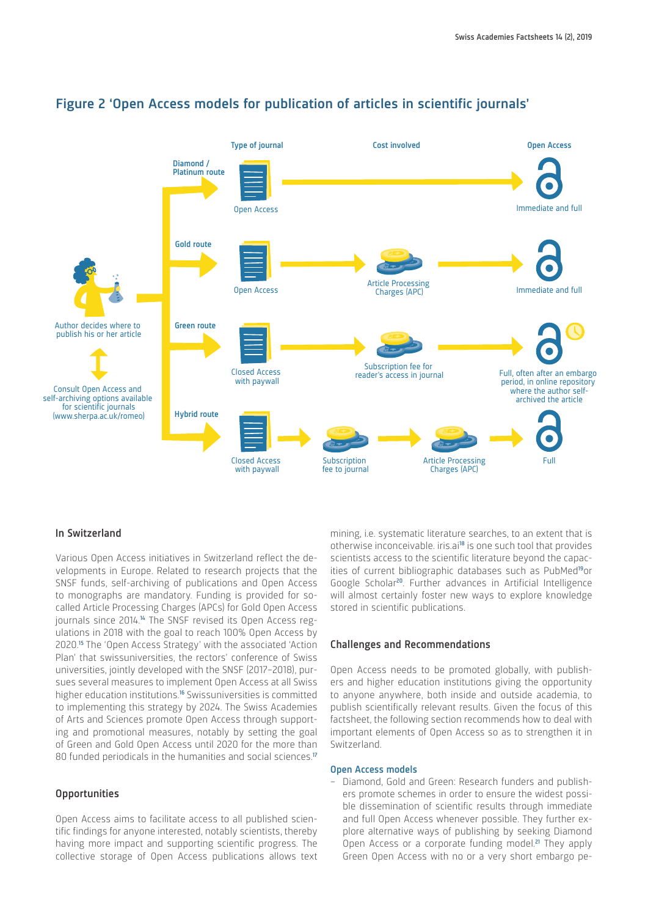## Figure 2 'Open Access models for publication of articles in scientific journals'

Type of journal | Cost involved | Open Access

Author decides where to publish his or her article

Consult Open Access and self-archiving options available for scientific journals (www.sherpa.ac.uk/romeo)

Diamond / Platinum route: Open Access → Immediate and full

Gold route: Open Access → Article Processing Charges (APC) → Immediate and full

Green route: Closed Access with paywall → Subscription fee for reader's access in journal → Full, often after an embargo period, in online repository where the author self-archived the article

Hybrid route: Closed Access with paywall → Subscription fee to journal → Article Processing Charges (APC) → Full

### In Switzerland

Various Open Access initiatives in Switzerland reflect the developments in Europe. Related to research projects that the SNSF funds, self-archiving of publications and Open Access to monographs are mandatory. Funding is provided for so-called Article Processing Charges (APCs) for Gold Open Access journals since 2014.[14] The SNSF revised its Open Access regulations in 2018 with the goal to reach 100% Open Access by 2020.[15] The 'Open Access Strategy' with the associated 'Action Plan' that swissuniversities, the rectors' conference of Swiss universities, jointly developed with the SNSF (2017–2018), pursues several measures to implement Open Access at all Swiss higher education institutions.[16] Swissuniversities is committed to implementing this strategy by 2024. The Swiss Academies of Arts and Sciences promote Open Access through supporting and promotional measures, notably by setting the goal of Green and Gold Open Access until 2020 for the more than 80 funded periodicals in the humanities and social sciences.[17]

### Opportunities

Open Access aims to facilitate access to all published scientific findings for anyone interested, notably scientists, thereby having more impact and supporting scientific progress. The collective storage of Open Access publications allows text mining, i.e. systematic literature searches, to an extent that is otherwise inconceivable. iris.ai[18] is one such tool that provides scientists access to the scientific literature beyond the capacities of current bibliographic databases such as PubMed[19] or Google Scholar[20]. Further advances in Artificial Intelligence will almost certainly foster new ways to explore knowledge stored in scientific publications.

### Challenges and Recommendations

Open Access needs to be promoted globally, with publishers and higher education institutions giving the opportunity to anyone anywhere, both inside and outside academia, to publish scientifically relevant results. Given the focus of this factsheet, the following section recommends how to deal with important elements of Open Access so as to strengthen it in Switzerland.

#### Open Access models

- Diamond, Gold and Green: Research funders and publishers promote schemes in order to ensure the widest possible dissemination of scientific results through immediate and full Open Access whenever possible. They further explore alternative ways of publishing by seeking Diamond Open Access or a corporate funding model.[21] They apply Green Open Access with no or a very short embargo pe-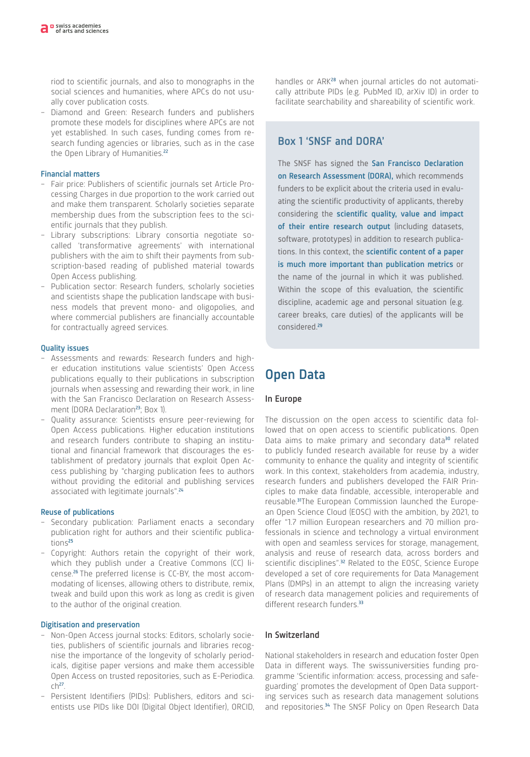riod to scientific journals, and also to monographs in the social sciences and humanities, where APCs do not usually cover publication costs.

- Diamond and Green: Research funders and publishers promote these models for disciplines where APCs are not yet established. In such cases, funding comes from research funding agencies or libraries, such as in the case the Open Library of Humanities.[22]

#### Financial matters

- Fair price: Publishers of scientific journals set Article Processing Charges in due proportion to the work carried out and make them transparent. Scholarly societies separate membership dues from the subscription fees to the scientific journals that they publish.
- Library subscriptions: Library consortia negotiate so-called 'transformative agreements' with international publishers with the aim to shift their payments from subscription-based reading of published material towards Open Access publishing.
- Publication sector: Research funders, scholarly societies and scientists shape the publication landscape with business models that prevent mono- and oligopolies, and where commercial publishers are financially accountable for contractually agreed services.

#### Quality issues

- Assessments and rewards: Research funders and higher education institutions value scientists' Open Access publications equally to their publications in subscription journals when assessing and rewarding their work, in line with the San Francisco Declaration on Research Assessment (DORA Declaration[23]; Box 1).
- Quality assurance: Scientists ensure peer-reviewing for Open Access publications. Higher education institutions and research funders contribute to shaping an institutional and financial framework that discourages the establishment of predatory journals that exploit Open Access publishing by "charging publication fees to authors without providing the editorial and publishing services associated with legitimate journals".[24]

#### Reuse of publications

- Secondary publication: Parliament enacts a secondary publication right for authors and their scientific publications[25]
- Copyright: Authors retain the copyright of their work, which they publish under a Creative Commons (CC) license.[26] The preferred license is CC-BY, the most accommodating of licenses, allowing others to distribute, remix, tweak and build upon this work as long as credit is given to the author of the original creation.

#### Digitisation and preservation

- Non-Open Access journal stocks: Editors, scholarly societies, publishers of scientific journals and libraries recognise the importance of the longevity of scholarly periodicals, digitise paper versions and make them accessible Open Access on trusted repositories, such as E-Periodica.ch[27].
- Persistent Identifiers (PIDs): Publishers, editors and scientists use PIDs like DOI (Digital Object Identifier), ORCID, handles or ARK[28] when journal articles do not automatically attribute PIDs (e.g. PubMed ID, arXiv ID) in order to facilitate searchability and shareability of scientific work.

### Box 1 'SNSF and DORA'

The SNSF has signed the **San Francisco Declaration on Research Assessment (DORA),** which recommends funders to be explicit about the criteria used in evaluating the scientific productivity of applicants, thereby considering the **scientific quality, value and impact of their entire research output** (including datasets, software, prototypes) in addition to research publications. In this context, the **scientific content of a paper is much more important than publication metrics** or the name of the journal in which it was published. Within the scope of this evaluation, the scientific discipline, academic age and personal situation (e.g. career breaks, care duties) of the applicants will be considered.[29]

## Open Data

### In Europe

The discussion on the open access to scientific data followed that on open access to scientific publications. Open Data aims to make primary and secondary data[30] related to publicly funded research available for reuse by a wider community to enhance the quality and integrity of scientific work. In this context, stakeholders from academia, industry, research funders and publishers developed the FAIR Principles to make data findable, accessible, interoperable and reusable.[31]The European Commission launched the European Open Science Cloud (EOSC) with the ambition, by 2021, to offer "1.7 million European researchers and 70 million professionals in science and technology a virtual environment with open and seamless services for storage, management, analysis and reuse of research data, across borders and scientific disciplines".[32] Related to the EOSC, Science Europe developed a set of core requirements for Data Management Plans (DMPs) in an attempt to align the increasing variety of research data management policies and requirements of different research funders.[33]

### In Switzerland

National stakeholders in research and education foster Open Data in different ways. The swissuniversities funding programme 'Scientific information: access, processing and safeguarding' promotes the development of Open Data supporting services such as research data management solutions and repositories.[34] The SNSF Policy on Open Research Data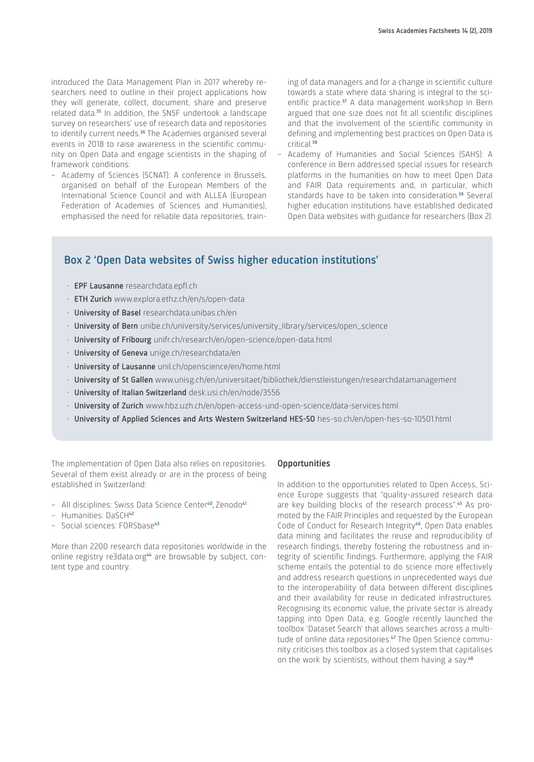introduced the Data Management Plan in 2017 whereby researchers need to outline in their project applications how they will generate, collect, document, share and preserve related data.[35] In addition, the SNSF undertook a landscape survey on researchers' use of research data and repositories to identify current needs.[36] The Academies organised several events in 2018 to raise awareness in the scientific community on Open Data and engage scientists in the shaping of framework conditions:

- Academy of Sciences (SCNAT): A conference in Brussels, organised on behalf of the European Members of the International Science Council and with ALLEA (European Federation of Academies of Sciences and Humanities), emphasised the need for reliable data repositories, training of data managers and for a change in scientific culture towards a state where data sharing is integral to the scientific practice.[37] A data management workshop in Bern argued that one size does not fit all scientific disciplines and that the involvement of the scientific community in defining and implementing best practices on Open Data is critical.[38]
- Academy of Humanities and Social Sciences (SAHS): A conference in Bern addressed special issues for research platforms in the humanities on how to meet Open Data and FAIR Data requirements and, in particular, which standards have to be taken into consideration.[39] Several higher education institutions have established dedicated Open Data websites with guidance for researchers (Box 2).

## Box 2 'Open Data websites of Swiss higher education institutions'

- **EPF Lausanne** researchdata.epfl.ch
- **ETH Zurich** www.explora.ethz.ch/en/s/open-data
- **University of Basel** researchdata.unibas.ch/en
- **University of Bern** unibe.ch/university/services/university_library/services/open_science
- **University of Fribourg** unifr.ch/research/en/open-science/open-data.html
- **University of Geneva** unige.ch/researchdata/en
- **University of Lausanne** unil.ch/openscience/en/home.html
- **University of St Gallen** www.unisg.ch/en/universitaet/bibliothek/dienstleistungen/researchdatamanagement
- **University of Italian Switzerland** desk.usi.ch/en/node/3556
- **University of Zurich** www.hbz.uzh.ch/en/open-access-und-open-science/data-services.html
- **University of Applied Sciences and Arts Western Switzerland HES-SO** hes-so.ch/en/open-hes-so-10501.html

The implementation of Open Data also relies on repositories. Several of them exist already or are in the process of being established in Switzerland:

- All disciplines: Swiss Data Science Center[40], Zenodo[41]
- Humanities: DaSCH[42]
- Social sciences: FORSbase[43]

More than 2200 research data repositories worldwide in the online registry re3data.org[44] are browsable by subject, content type and country.

### Opportunities

In addition to the opportunities related to Open Access, Science Europe suggests that "quality-assured research data are key building blocks of the research process".[45] As promoted by the FAIR Principles and requested by the European Code of Conduct for Research Integrity[46], Open Data enables data mining and facilitates the reuse and reproducibility of research findings, thereby fostering the robustness and integrity of scientific findings. Furthermore, applying the FAIR scheme entails the potential to do science more effectively and address research questions in unprecedented ways due to the interoperability of data between different disciplines and their availability for reuse in dedicated infrastructures. Recognising its economic value, the private sector is already tapping into Open Data, e.g. Google recently launched the toolbox 'Dataset Search' that allows searches across a multitude of online data repositories.[47] The Open Science community criticises this toolbox as a closed system that capitalises on the work by scientists, without them having a say.[48]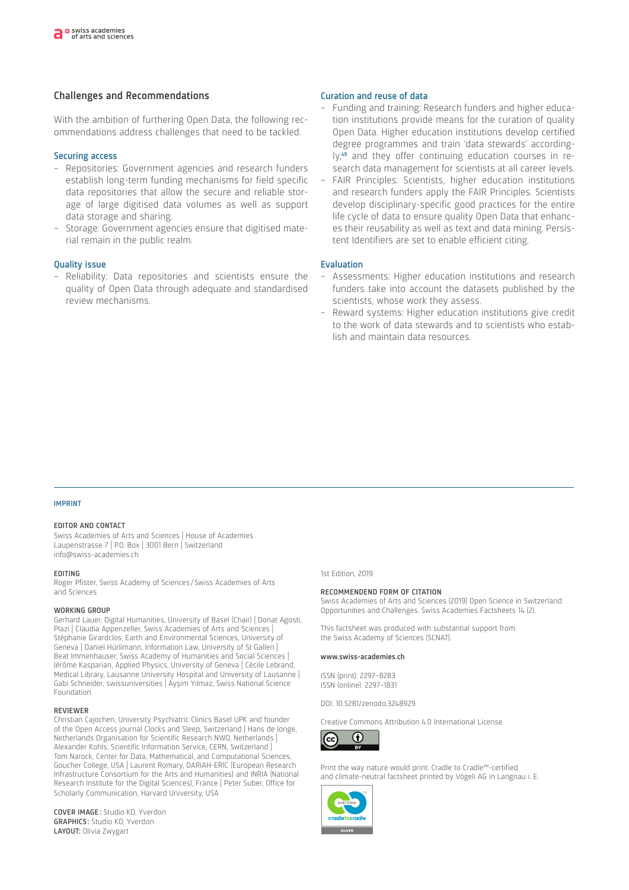## Challenges and Recommendations

With the ambition of furthering Open Data, the following recommendations address challenges that need to be tackled.

### Securing access

- Repositories: Government agencies and research funders establish long-term funding mechanisms for field specific data repositories that allow the secure and reliable storage of large digitised data volumes as well as support data storage and sharing.
- Storage: Government agencies ensure that digitised material remain in the public realm.

### Quality issue

- Reliability: Data repositories and scientists ensure the quality of Open Data through adequate and standardised review mechanisms.

### Curation and reuse of data

- Funding and training: Research funders and higher education institutions provide means for the curation of quality Open Data. Higher education institutions develop certified degree programmes and train 'data stewards' accordingly,[49] and they offer continuing education courses in research data management for scientists at all career levels.
- FAIR Principles: Scientists, higher education institutions and research funders apply the FAIR Principles. Scientists develop disciplinary-specific good practices for the entire life cycle of data to ensure quality Open Data that enhances their reusability as well as text and data mining. Persistent Identifiers are set to enable efficient citing.

### Evaluation

- Assessments: Higher education institutions and research funders take into account the datasets published by the scientists, whose work they assess.
- Reward systems: Higher education institutions give credit to the work of data stewards and to scientists who establish and maintain data resources.

---

**IMPRINT**

**EDITOR AND CONTACT**
Swiss Academies of Arts and Sciences | House of Academies
Laupenstrasse 7 | P.O. Box | 3001 Bern | Switzerland
info@swiss-academies.ch

**EDITING**
Roger Pfister, Swiss Academy of Sciences / Swiss Academies of Arts and Sciences

**WORKING GROUP**
Gerhard Lauer, Digital Humanities, University of Basel (Chair) | Donat Agosti, Plazi | Claudia Appenzeller, Swiss Academies of Arts and Sciences | Stéphanie Girardclos, Earth and Environmental Sciences, University of Geneva | Daniel Hürlimann, Information Law, University of St Gallen | Beat Immenhauser, Swiss Academy of Humanities and Social Sciences | Jérôme Kasparian, Applied Physics, University of Geneva | Cécile Lebrand, Medical Library, Lausanne University Hospital and University of Lausanne | Gabi Schneider, swissuniversities | Ayşim Yılmaz, Swiss National Science Foundation

**REVIEWER**
Christian Cajochen, University Psychiatric Clinics Basel UPK and founder of the Open Access journal Clocks and Sleep, Switzerland | Hans de Jonge, Netherlands Organisation for Scientific Research NWO, Netherlands | Alexander Kohls, Scientific Information Service, CERN, Switzerland | Tom Narock, Center for Data, Mathematical, and Computational Sciences, Goucher College, USA | Laurent Romary, DARIAH-ERIC (European Research Infrastructure Consortium for the Arts and Humanities) and INRIA (National Research Institute for the Digital Sciences), France | Peter Suber, Office for Scholarly Communication, Harvard University, USA

**COVER IMAGE:** Studio KO, Yverdon
**GRAPHICS:** Studio KO, Yverdon
**LAYOUT:** Olivia Zwygart

1st Edition, 2019

**RECOMMENDEND FORM OF CITATION**
Swiss Academies of Arts and Sciences (2019) Open Science in Switzerland: Opportunities and Challenges. Swiss Academies Factsheets 14 (2).

This factsheet was produced with substantial support from the Swiss Academy of Sciences (SCNAT).

**www.swiss-academies.ch**

ISSN (print): 2297–8283
ISSN (online): 2297–1831

DOI: 10.5281/zenodo.3248929

Creative Commons Attribution 4.0 International License

Print the way nature would print. Cradle to Cradle™-certified and climate-neutral factsheet printed by Vögeli AG in Langnau i. E.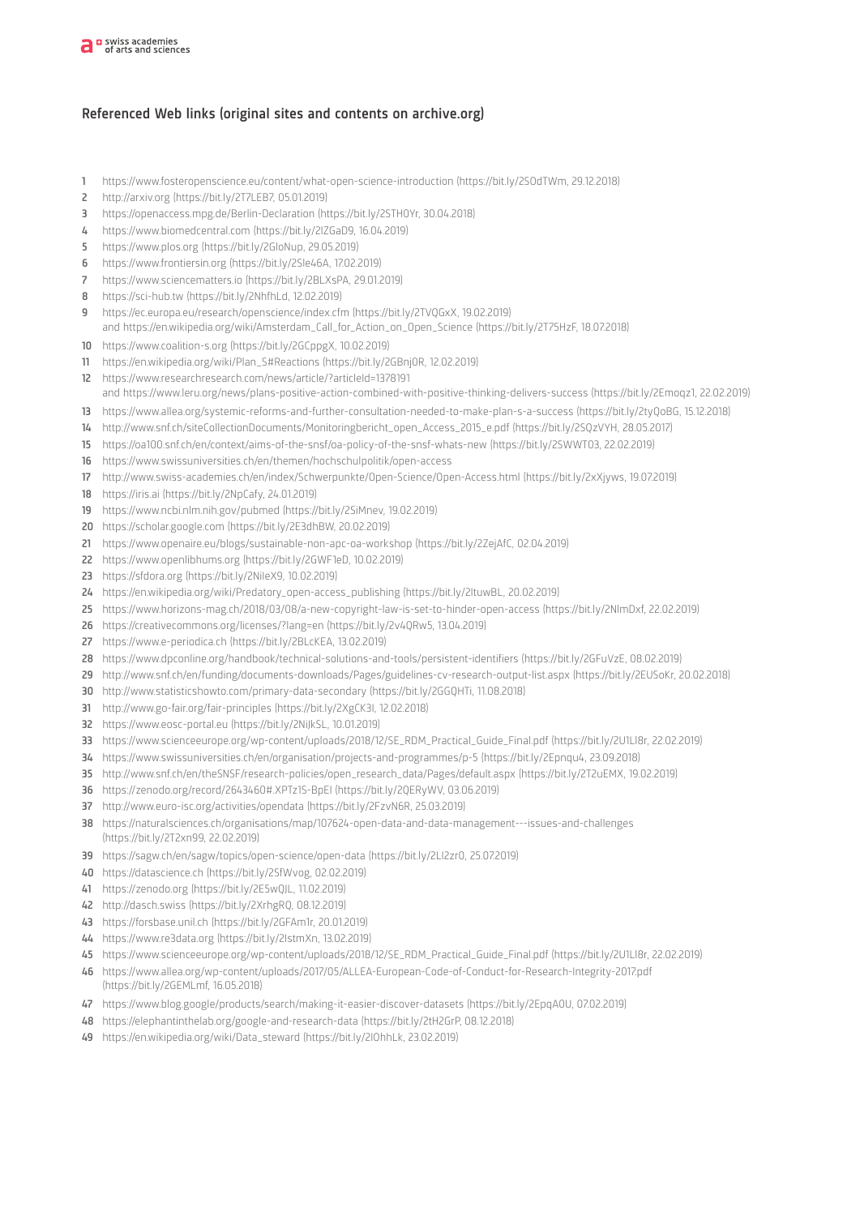## Referenced Web links (original sites and contents on archive.org)

1 https://www.fosteropenscience.eu/content/what-open-science-introduction (https://bit.ly/2SOdTWm, 29.12.2018)
2 http://arxiv.org (https://bit.ly/2T7LEB7, 05.01.2019)
3 https://openaccess.mpg.de/Berlin-Declaration (https://bit.ly/2STH0Yr, 30.04.2018)
4 https://www.biomedcentral.com (https://bit.ly/2IZGaD9, 16.04.2019)
5 https://www.plos.org (https://bit.ly/2GloNup, 29.05.2019)
6 https://www.frontiersin.org (https://bit.ly/2Sle46A, 17.02.2019)
7 https://www.sciencematters.io (https://bit.ly/2BLXsPA, 29.01.2019)
8 https://sci-hub.tw (https://bit.ly/2NhfhLd, 12.02.2019)
9 https://ec.europa.eu/research/openscience/index.cfm (https://bit.ly/2TVQGxX, 19.02.2019)
and https://en.wikipedia.org/wiki/Amsterdam_Call_for_Action_on_Open_Science (https://bit.ly/2T75HzF, 18.07.2018)
10 https://www.coalition-s.org (https://bit.ly/2GCppgX, 10.02.2019)
11 https://en.wikipedia.org/wiki/Plan_S#Reactions (https://bit.ly/2GBnj0R, 12.02.2019)
12 https://www.researchresearch.com/news/article/?articleId=1378191
and https://www.leru.org/news/plans-positive-action-combined-with-positive-thinking-delivers-success (https://bit.ly/2Emoqz1, 22.02.2019)
13 https://www.allea.org/systemic-reforms-and-further-consultation-needed-to-make-plan-s-a-success (https://bit.ly/2tyQoBG, 15.12.2018)
14 http://www.snf.ch/siteCollectionDocuments/Monitoringbericht_open_Access_2015_e.pdf (https://bit.ly/2SQzVYH, 28.05.2017)
15 https://oa100.snf.ch/en/context/aims-of-the-snsf/oa-policy-of-the-snsf-whats-new (https://bit.ly/2SWWT03, 22.02.2019)
16 https://www.swissuniversities.ch/en/themen/hochschulpolitik/open-access
17 http://www.swiss-academies.ch/en/index/Schwerpunkte/Open-Science/Open-Access.html (https://bit.ly/2xXjyws, 19.07.2019)
18 https://iris.ai (https://bit.ly/2NpCafy, 24.01.2019)
19 https://www.ncbi.nlm.nih.gov/pubmed (https://bit.ly/2SiMnev, 19.02.2019)
20 https://scholar.google.com (https://bit.ly/2E3dhBW, 20.02.2019)
21 https://www.openaire.eu/blogs/sustainable-non-apc-oa-workshop (https://bit.ly/2ZejAfC, 02.04.2019)
22 https://www.openlibhums.org (https://bit.ly/2GWF1eD, 10.02.2019)
23 https://sfdora.org (https://bit.ly/2NileX9, 10.02.2019)
24 https://en.wikipedia.org/wiki/Predatory_open-access_publishing (https://bit.ly/2ItuwBL, 20.02.2019)
25 https://www.horizons-mag.ch/2018/03/08/a-new-copyright-law-is-set-to-hinder-open-access (https://bit.ly/2NlmDxf, 22.02.2019)
26 https://creativecommons.org/licenses/?lang=en (https://bit.ly/2v4QRw5, 13.04.2019)
27 https://www.e-periodica.ch (https://bit.ly/2BLcKEA, 13.02.2019)
28 https://www.dpconline.org/handbook/technical-solutions-and-tools/persistent-identifiers (https://bit.ly/2GFuVzE, 08.02.2019)
29 http://www.snf.ch/en/funding/documents-downloads/Pages/guidelines-cv-research-output-list.aspx (https://bit.ly/2EUSoKr, 20.02.2018)
30 http://www.statisticshowto.com/primary-data-secondary (https://bit.ly/2GGQHTi, 11.08.2018)
31 http://www.go-fair.org/fair-principles (https://bit.ly/2XgCK3I, 12.02.2018)
32 https://www.eosc-portal.eu (https://bit.ly/2NiJkSL, 10.01.2019)
33 https://www.scienceeurope.org/wp-content/uploads/2018/12/SE_RDM_Practical_Guide_Final.pdf (https://bit.ly/2U1LI8r, 22.02.2019)
34 https://www.swissuniversities.ch/en/organisation/projects-and-programmes/p-5 (https://bit.ly/2Epnqu4, 23.09.2018)
35 http://www.snf.ch/en/theSNSF/research-policies/open_research_data/Pages/default.aspx (https://bit.ly/2T2uEMX, 19.02.2019)
36 https://zenodo.org/record/2643460#.XPTz1S-BpEI (https://bit.ly/2QERyWV, 03.06.2019)
37 http://www.euro-isc.org/activities/opendata (https://bit.ly/2FzvN6R, 25.03.2019)
38 https://naturalsciences.ch/organisations/map/107624-open-data-and-data-management---issues-and-challenges (https://bit.ly/2T2xn99, 22.02.2019)
39 https://sagw.ch/en/sagw/topics/open-science/open-data (https://bit.ly/2LI2zr0, 25.07.2019)
40 https://datascience.ch (https://bit.ly/2SfWvog, 02.02.2019)
41 https://zenodo.org (https://bit.ly/2E5wQJL, 11.02.2019)
42 http://dasch.swiss (https://bit.ly/2XrhgRQ, 08.12.2019)
43 https://forsbase.unil.ch (https://bit.ly/2GFAm1r, 20.01.2019)
44 https://www.re3data.org (https://bit.ly/2IstmXn, 13.02.2019)
45 https://www.scienceeurope.org/wp-content/uploads/2018/12/SE_RDM_Practical_Guide_Final.pdf (https://bit.ly/2U1LI8r, 22.02.2019)
46 https://www.allea.org/wp-content/uploads/2017/05/ALLEA-European-Code-of-Conduct-for-Research-Integrity-2017.pdf (https://bit.ly/2GEMLmf, 16.05.2018)
47 https://www.blog.google/products/search/making-it-easier-discover-datasets (https://bit.ly/2EpqA0U, 07.02.2019)
48 https://elephantinthelab.org/google-and-research-data (https://bit.ly/2tH2GrP, 08.12.2018)
49 https://en.wikipedia.org/wiki/Data_steward (https://bit.ly/2IOhhLk, 23.02.2019)